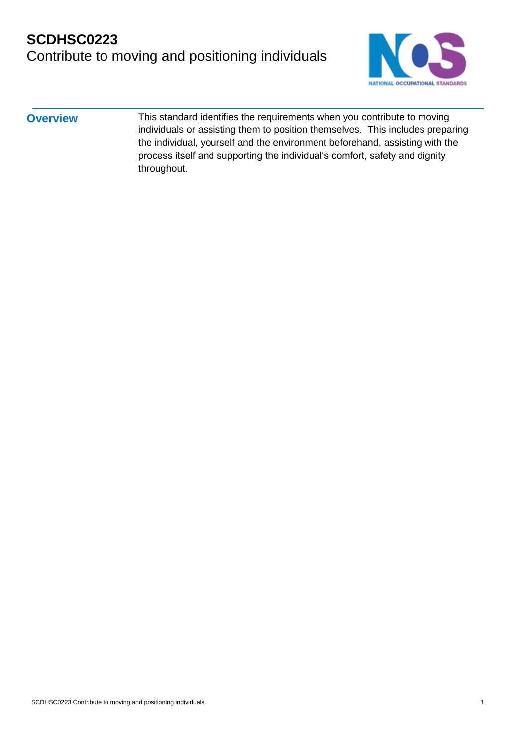# SCDHSC0223
Contribute to moving and positioning individuals

## Overview

This standard identifies the requirements when you contribute to moving individuals or assisting them to position themselves. This includes preparing the individual, yourself and the environment beforehand, assisting with the process itself and supporting the individual's comfort, safety and dignity throughout.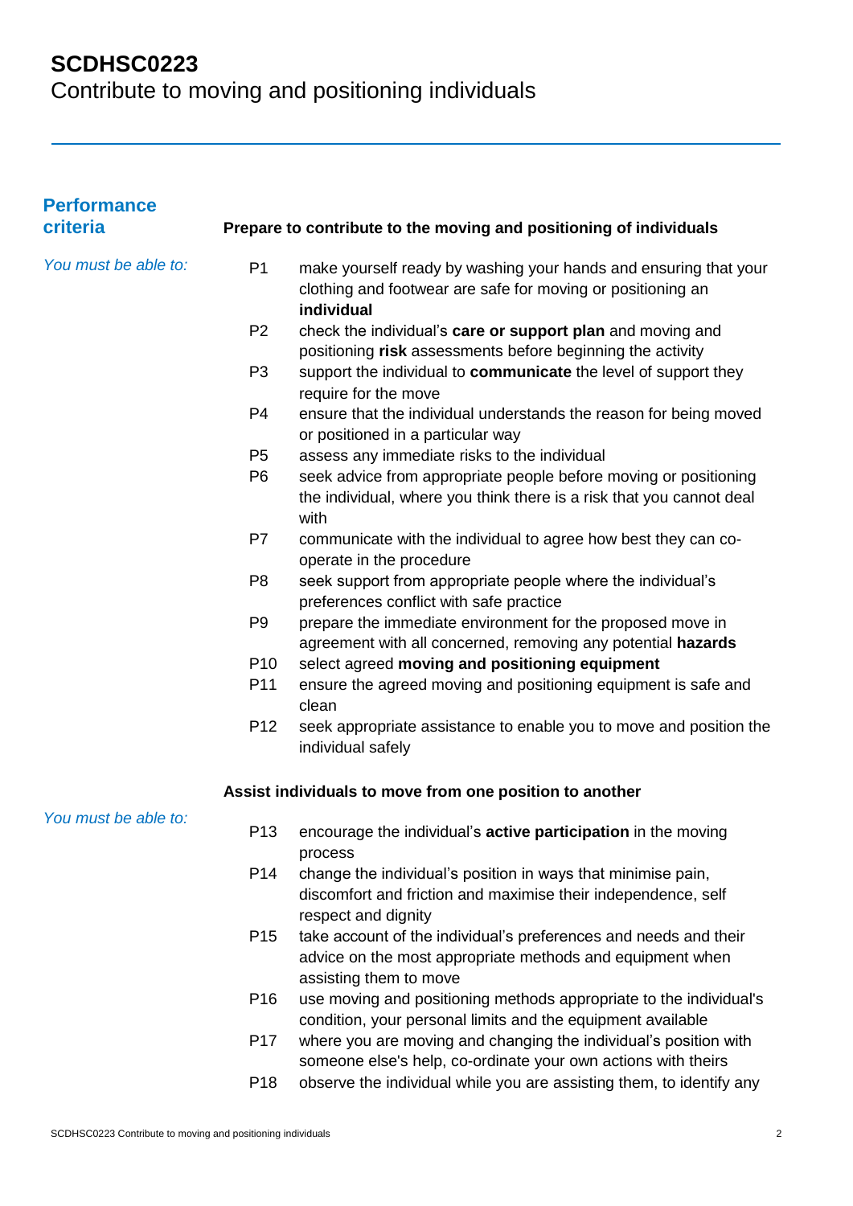# SCDHSC0223
Contribute to moving and positioning individuals

## Performance criteria

### Prepare to contribute to the moving and positioning of individuals

*You must be able to:*

- P1 make yourself ready by washing your hands and ensuring that your clothing and footwear are safe for moving or positioning an **individual**
- P2 check the individual's **care or support plan** and moving and positioning **risk** assessments before beginning the activity
- P3 support the individual to **communicate** the level of support they require for the move
- P4 ensure that the individual understands the reason for being moved or positioned in a particular way
- P5 assess any immediate risks to the individual
- P6 seek advice from appropriate people before moving or positioning the individual, where you think there is a risk that you cannot deal with
- P7 communicate with the individual to agree how best they can co-operate in the procedure
- P8 seek support from appropriate people where the individual's preferences conflict with safe practice
- P9 prepare the immediate environment for the proposed move in agreement with all concerned, removing any potential **hazards**
- P10 select agreed **moving and positioning equipment**
- P11 ensure the agreed moving and positioning equipment is safe and clean
- P12 seek appropriate assistance to enable you to move and position the individual safely

### Assist individuals to move from one position to another

*You must be able to:*

- P13 encourage the individual's **active participation** in the moving process
- P14 change the individual's position in ways that minimise pain, discomfort and friction and maximise their independence, self respect and dignity
- P15 take account of the individual's preferences and needs and their advice on the most appropriate methods and equipment when assisting them to move
- P16 use moving and positioning methods appropriate to the individual's condition, your personal limits and the equipment available
- P17 where you are moving and changing the individual's position with someone else's help, co-ordinate your own actions with theirs
- P18 observe the individual while you are assisting them, to identify any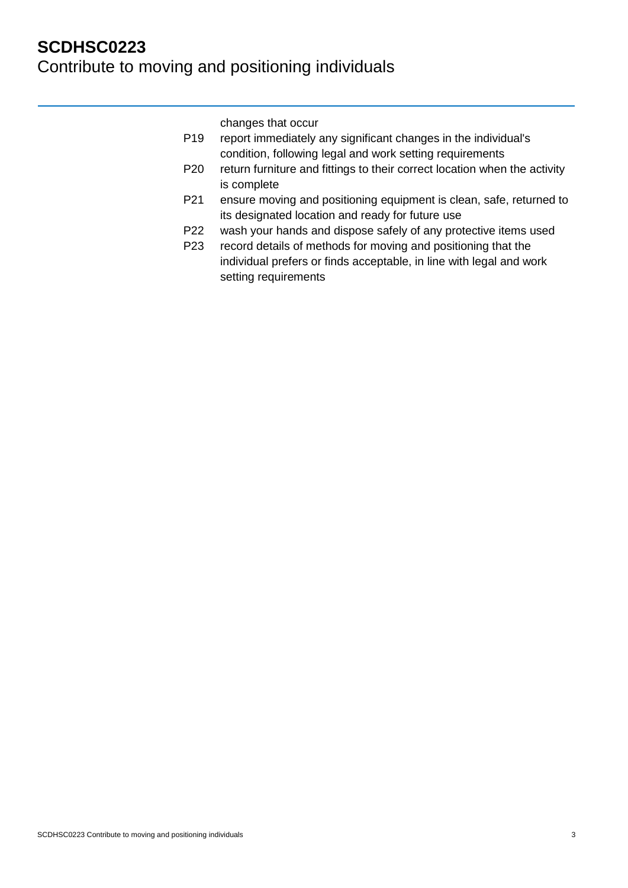changes that occur

P19 report immediately any significant changes in the individual's condition, following legal and work setting requirements

P20 return furniture and fittings to their correct location when the activity is complete

P21 ensure moving and positioning equipment is clean, safe, returned to its designated location and ready for future use

P22 wash your hands and dispose safely of any protective items used

P23 record details of methods for moving and positioning that the individual prefers or finds acceptable, in line with legal and work setting requirements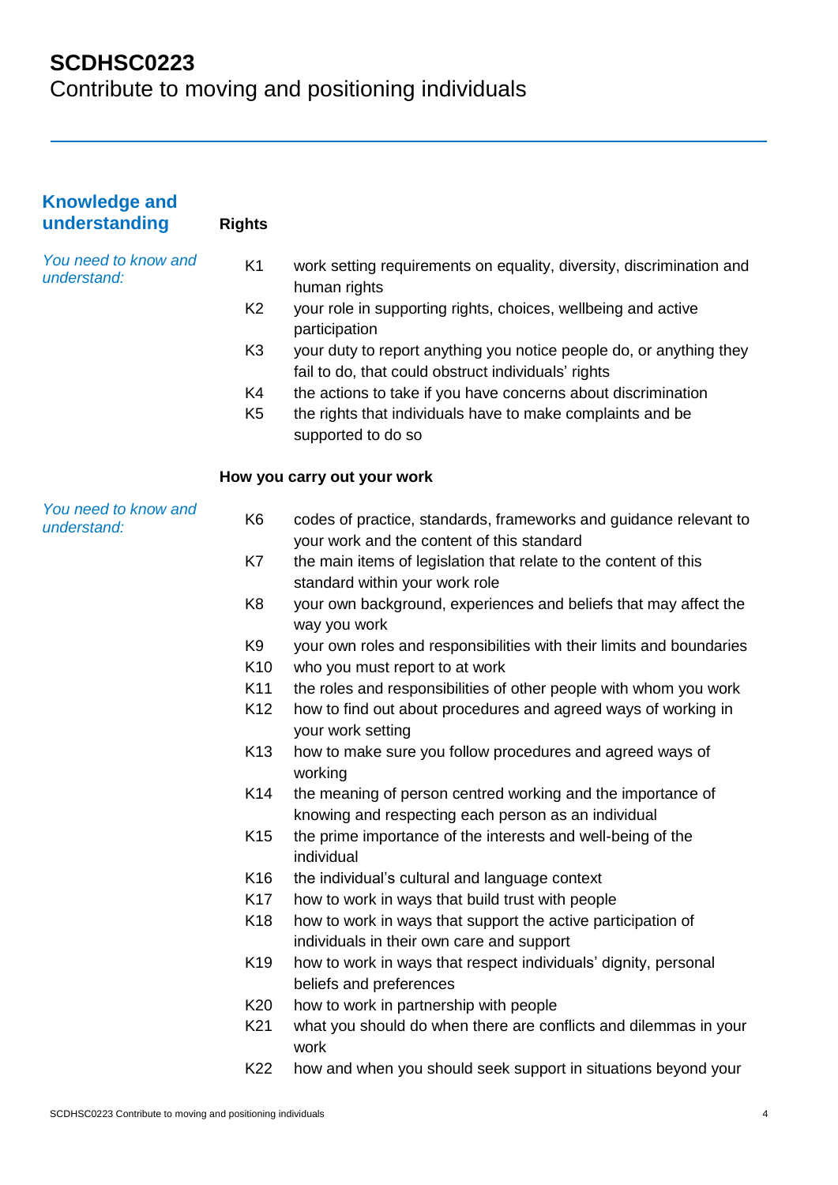# SCDHSC0223

Contribute to moving and positioning individuals

## Knowledge and understanding

### Rights

*You need to know and understand:*

- K1 work setting requirements on equality, diversity, discrimination and human rights
- K2 your role in supporting rights, choices, wellbeing and active participation
- K3 your duty to report anything you notice people do, or anything they fail to do, that could obstruct individuals' rights
- K4 the actions to take if you have concerns about discrimination
- K5 the rights that individuals have to make complaints and be supported to do so

### How you carry out your work

*You need to know and understand:*

- K6 codes of practice, standards, frameworks and guidance relevant to your work and the content of this standard
- K7 the main items of legislation that relate to the content of this standard within your work role
- K8 your own background, experiences and beliefs that may affect the way you work
- K9 your own roles and responsibilities with their limits and boundaries
- K10 who you must report to at work
- K11 the roles and responsibilities of other people with whom you work
- K12 how to find out about procedures and agreed ways of working in your work setting
- K13 how to make sure you follow procedures and agreed ways of working
- K14 the meaning of person centred working and the importance of knowing and respecting each person as an individual
- K15 the prime importance of the interests and well-being of the individual
- K16 the individual's cultural and language context
- K17 how to work in ways that build trust with people
- K18 how to work in ways that support the active participation of individuals in their own care and support
- K19 how to work in ways that respect individuals' dignity, personal beliefs and preferences
- K20 how to work in partnership with people
- K21 what you should do when there are conflicts and dilemmas in your work
- K22 how and when you should seek support in situations beyond your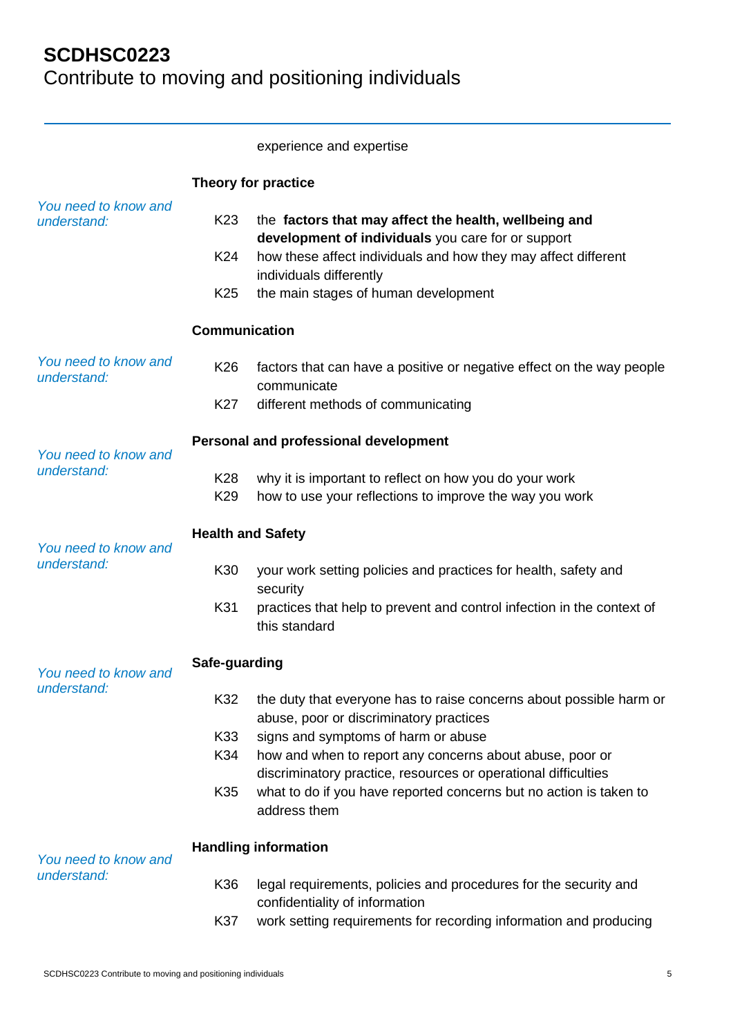experience and expertise

**Theory for practice**

*You need to know and understand:*

- K23 the **factors that may affect the health, wellbeing and development of individuals** you care for or support
- K24 how these affect individuals and how they may affect different individuals differently
- K25 the main stages of human development

**Communication**

*You need to know and understand:*

- K26 factors that can have a positive or negative effect on the way people communicate
- K27 different methods of communicating

**Personal and professional development**

*You need to know and understand:*

- K28 why it is important to reflect on how you do your work
- K29 how to use your reflections to improve the way you work

**Health and Safety**

*You need to know and understand:*

- K30 your work setting policies and practices for health, safety and security
- K31 practices that help to prevent and control infection in the context of this standard

**Safe-guarding**

*You need to know and understand:*

- K32 the duty that everyone has to raise concerns about possible harm or abuse, poor or discriminatory practices
- K33 signs and symptoms of harm or abuse
- K34 how and when to report any concerns about abuse, poor or discriminatory practice, resources or operational difficulties
- K35 what to do if you have reported concerns but no action is taken to address them

**Handling information**

*You need to know and understand:*

- K36 legal requirements, policies and procedures for the security and confidentiality of information
- K37 work setting requirements for recording information and producing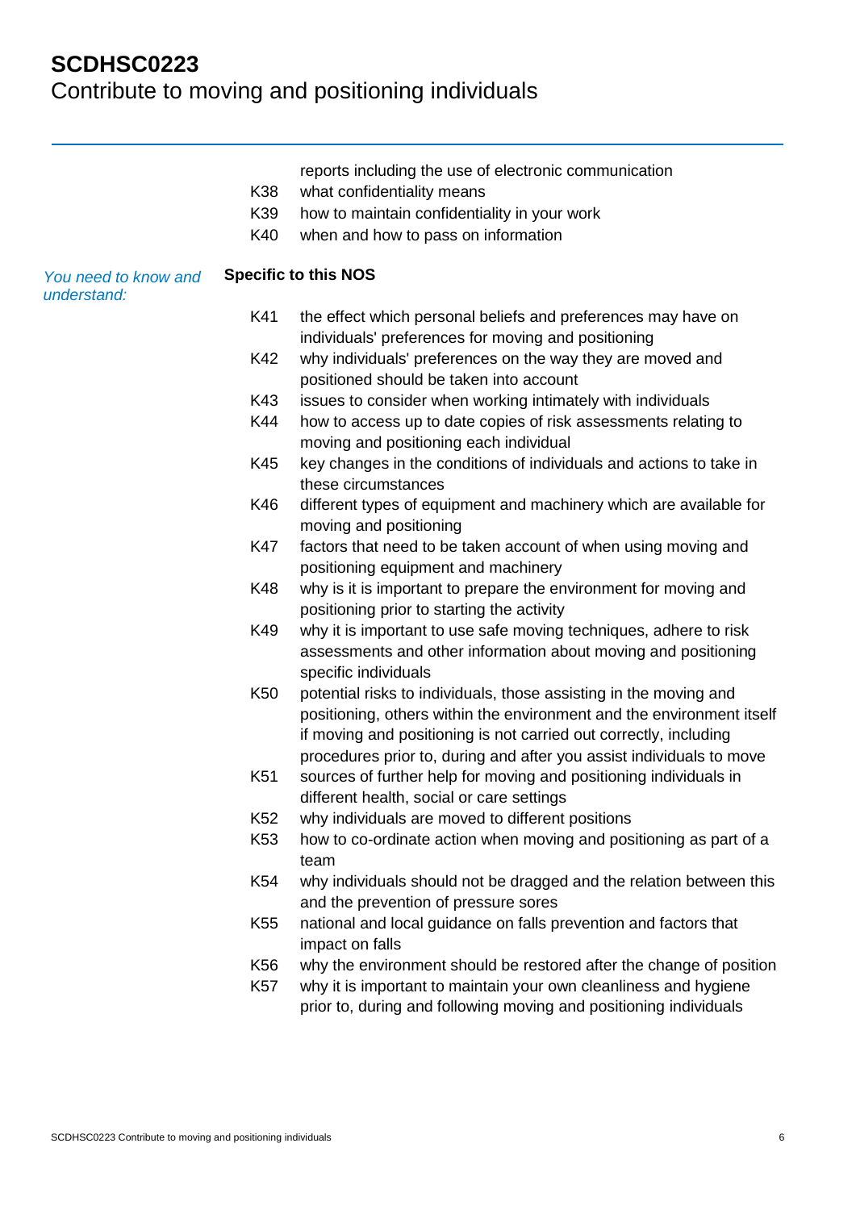reports including the use of electronic communication

K38 what confidentiality means

K39 how to maintain confidentiality in your work

K40 when and how to pass on information

*You need to know and understand:*

**Specific to this NOS**

K41 the effect which personal beliefs and preferences may have on individuals' preferences for moving and positioning

K42 why individuals' preferences on the way they are moved and positioned should be taken into account

K43 issues to consider when working intimately with individuals

K44 how to access up to date copies of risk assessments relating to moving and positioning each individual

K45 key changes in the conditions of individuals and actions to take in these circumstances

K46 different types of equipment and machinery which are available for moving and positioning

K47 factors that need to be taken account of when using moving and positioning equipment and machinery

K48 why is it is important to prepare the environment for moving and positioning prior to starting the activity

K49 why it is important to use safe moving techniques, adhere to risk assessments and other information about moving and positioning specific individuals

K50 potential risks to individuals, those assisting in the moving and positioning, others within the environment and the environment itself if moving and positioning is not carried out correctly, including procedures prior to, during and after you assist individuals to move

K51 sources of further help for moving and positioning individuals in different health, social or care settings

K52 why individuals are moved to different positions

K53 how to co-ordinate action when moving and positioning as part of a team

K54 why individuals should not be dragged and the relation between this and the prevention of pressure sores

K55 national and local guidance on falls prevention and factors that impact on falls

K56 why the environment should be restored after the change of position

K57 why it is important to maintain your own cleanliness and hygiene prior to, during and following moving and positioning individuals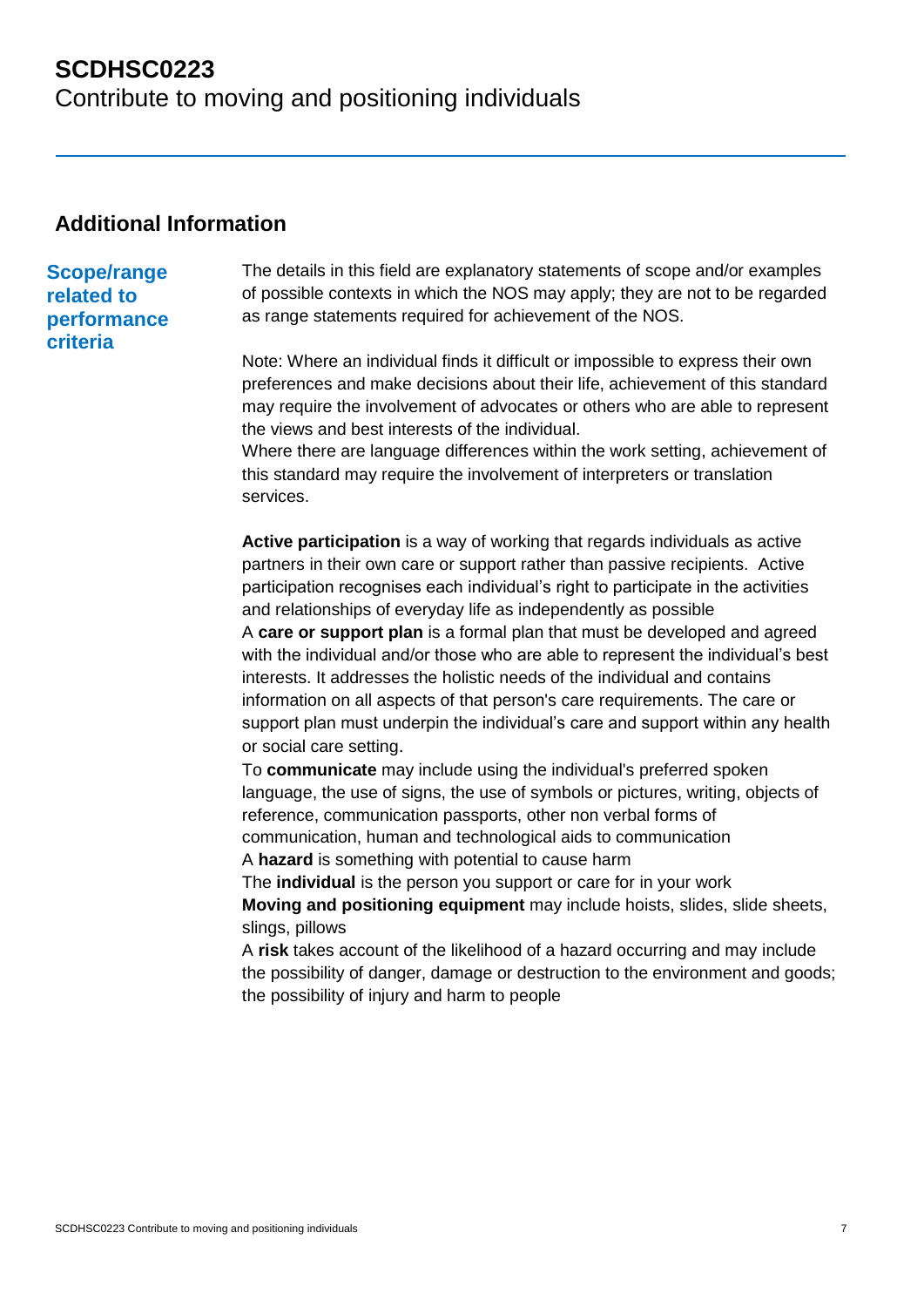# SCDHSC0223
Contribute to moving and positioning individuals

## Additional Information

### Scope/range related to performance criteria

The details in this field are explanatory statements of scope and/or examples of possible contexts in which the NOS may apply; they are not to be regarded as range statements required for achievement of the NOS.

Note: Where an individual finds it difficult or impossible to express their own preferences and make decisions about their life, achievement of this standard may require the involvement of advocates or others who are able to represent the views and best interests of the individual.
Where there are language differences within the work setting, achievement of this standard may require the involvement of interpreters or translation services.

**Active participation** is a way of working that regards individuals as active partners in their own care or support rather than passive recipients. Active participation recognises each individual's right to participate in the activities and relationships of everyday life as independently as possible
A **care or support plan** is a formal plan that must be developed and agreed with the individual and/or those who are able to represent the individual's best interests. It addresses the holistic needs of the individual and contains information on all aspects of that person's care requirements. The care or support plan must underpin the individual's care and support within any health or social care setting.
To **communicate** may include using the individual's preferred spoken language, the use of signs, the use of symbols or pictures, writing, objects of reference, communication passports, other non verbal forms of communication, human and technological aids to communication
A **hazard** is something with potential to cause harm
The **individual** is the person you support or care for in your work
**Moving and positioning equipment** may include hoists, slides, slide sheets, slings, pillows
A **risk** takes account of the likelihood of a hazard occurring and may include the possibility of danger, damage or destruction to the environment and goods; the possibility of injury and harm to people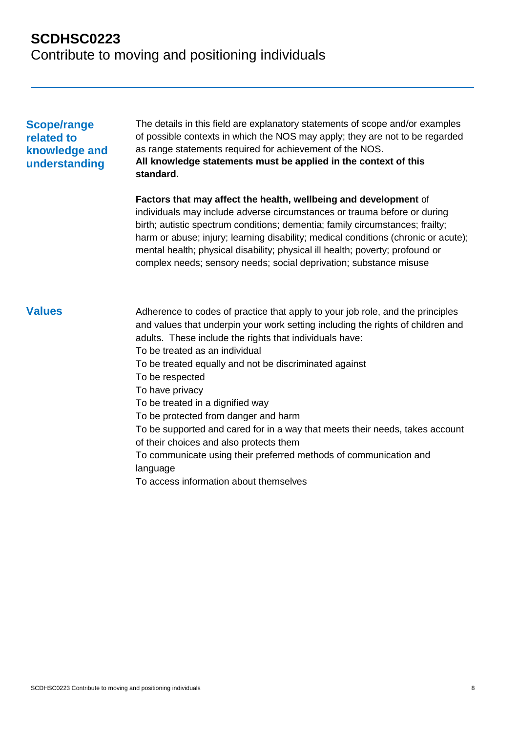# SCDHSC0223
Contribute to moving and positioning individuals

## Scope/range related to knowledge and understanding

The details in this field are explanatory statements of scope and/or examples of possible contexts in which the NOS may apply; they are not to be regarded as range statements required for achievement of the NOS.
**All knowledge statements must be applied in the context of this standard.**

**Factors that may affect the health, wellbeing and development** of individuals may include adverse circumstances or trauma before or during birth; autistic spectrum conditions; dementia; family circumstances; frailty; harm or abuse; injury; learning disability; medical conditions (chronic or acute); mental health; physical disability; physical ill health; poverty; profound or complex needs; sensory needs; social deprivation; substance misuse

## Values

Adherence to codes of practice that apply to your job role, and the principles and values that underpin your work setting including the rights of children and adults. These include the rights that individuals have:
To be treated as an individual
To be treated equally and not be discriminated against
To be respected
To have privacy
To be treated in a dignified way
To be protected from danger and harm
To be supported and cared for in a way that meets their needs, takes account of their choices and also protects them
To communicate using their preferred methods of communication and language
To access information about themselves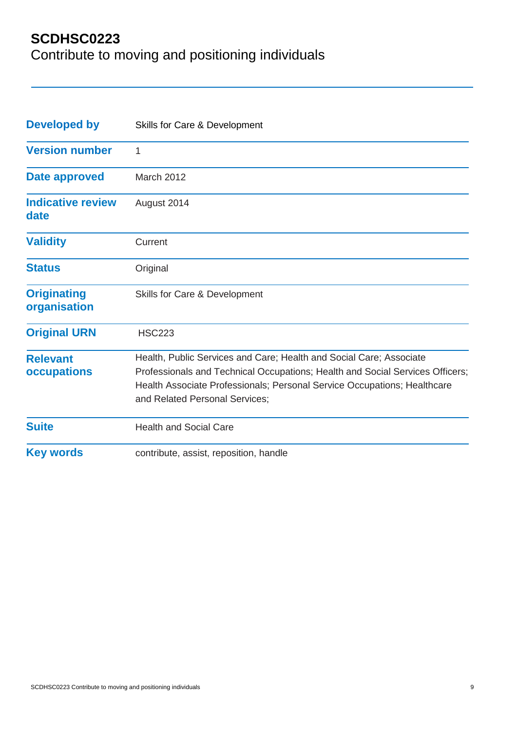# SCDHSC0223
Contribute to moving and positioning individuals

| | |
|---|---|
| **Developed by** | Skills for Care & Development |
| **Version number** | 1 |
| **Date approved** | March 2012 |
| **Indicative review date** | August 2014 |
| **Validity** | Current |
| **Status** | Original |
| **Originating organisation** | Skills for Care & Development |
| **Original URN** | HSC223 |
| **Relevant occupations** | Health, Public Services and Care; Health and Social Care; Associate Professionals and Technical Occupations; Health and Social Services Officers; Health Associate Professionals; Personal Service Occupations; Healthcare and Related Personal Services; |
| **Suite** | Health and Social Care |
| **Key words** | contribute, assist, reposition, handle |